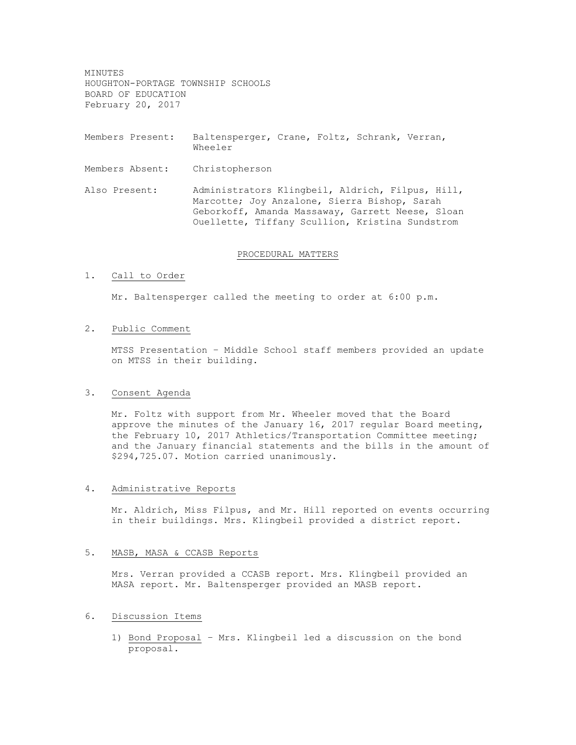MINUTES
HOUGHTON-PORTAGE TOWNSHIP SCHOOLS
BOARD OF EDUCATION
February 20, 2017

Members Present: Baltensperger, Crane, Foltz, Schrank, Verran, Wheeler

Members Absent: Christopherson

Also Present: Administrators Klingbeil, Aldrich, Filpus, Hill, Marcotte; Joy Anzalone, Sierra Bishop, Sarah Geborkoff, Amanda Massaway, Garrett Neese, Sloan Ouellette, Tiffany Scullion, Kristina Sundstrom

## PROCEDURAL MATTERS

1. Call to Order

   Mr. Baltensperger called the meeting to order at 6:00 p.m.

2. Public Comment

   MTSS Presentation – Middle School staff members provided an update on MTSS in their building.

3. Consent Agenda

   Mr. Foltz with support from Mr. Wheeler moved that the Board approve the minutes of the January 16, 2017 regular Board meeting, the February 10, 2017 Athletics/Transportation Committee meeting; and the January financial statements and the bills in the amount of $294,725.07. Motion carried unanimously.

4. Administrative Reports

   Mr. Aldrich, Miss Filpus, and Mr. Hill reported on events occurring in their buildings. Mrs. Klingbeil provided a district report.

5. MASB, MASA & CCASB Reports

   Mrs. Verran provided a CCASB report. Mrs. Klingbeil provided an MASA report. Mr. Baltensperger provided an MASB report.

6. Discussion Items

   1) Bond Proposal – Mrs. Klingbeil led a discussion on the bond proposal.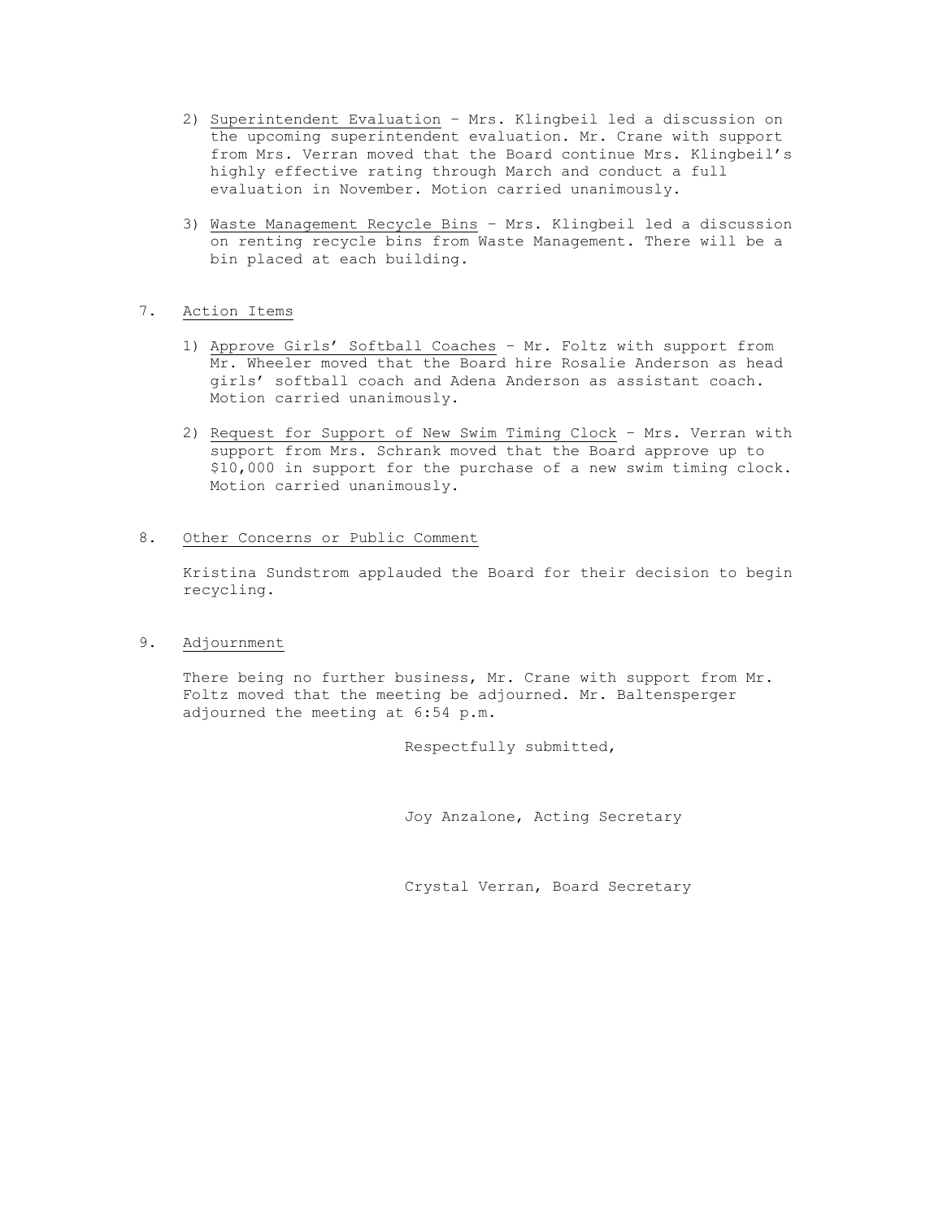2) <u>Superintendent Evaluation</u> – Mrs. Klingbeil led a discussion on the upcoming superintendent evaluation. Mr. Crane with support from Mrs. Verran moved that the Board continue Mrs. Klingbeil's highly effective rating through March and conduct a full evaluation in November. Motion carried unanimously.

3) <u>Waste Management Recycle Bins</u> – Mrs. Klingbeil led a discussion on renting recycle bins from Waste Management. There will be a bin placed at each building.

7. <u>Action Items</u>

1) <u>Approve Girls' Softball Coaches</u> – Mr. Foltz with support from Mr. Wheeler moved that the Board hire Rosalie Anderson as head girls' softball coach and Adena Anderson as assistant coach. Motion carried unanimously.

2) <u>Request for Support of New Swim Timing Clock</u> – Mrs. Verran with support from Mrs. Schrank moved that the Board approve up to $10,000 in support for the purchase of a new swim timing clock. Motion carried unanimously.

8. <u>Other Concerns or Public Comment</u>

Kristina Sundstrom applauded the Board for their decision to begin recycling.

9. <u>Adjournment</u>

There being no further business, Mr. Crane with support from Mr. Foltz moved that the meeting be adjourned. Mr. Baltensperger adjourned the meeting at 6:54 p.m.

Respectfully submitted,

Joy Anzalone, Acting Secretary

Crystal Verran, Board Secretary